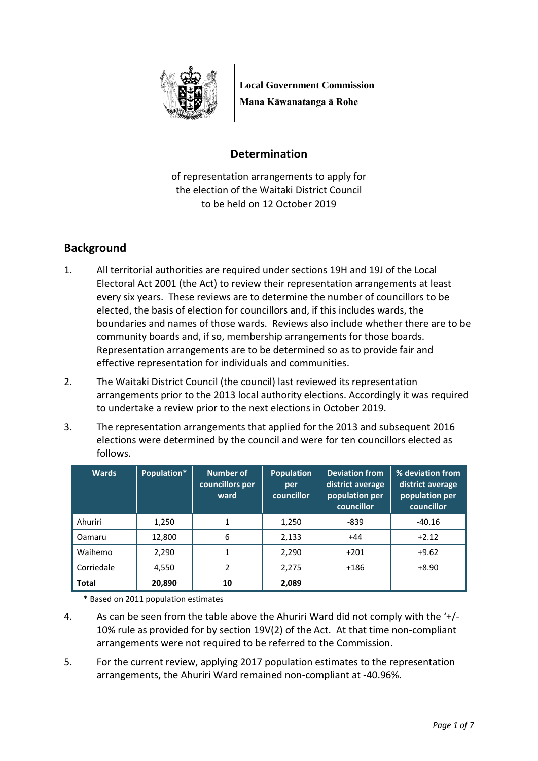**Local Government Commission**
**Mana Kāwanatanga ā Rohe**

# Determination

of representation arrangements to apply for the election of the Waitaki District Council to be held on 12 October 2019

## Background

1. All territorial authorities are required under sections 19H and 19J of the Local Electoral Act 2001 (the Act) to review their representation arrangements at least every six years. These reviews are to determine the number of councillors to be elected, the basis of election for councillors and, if this includes wards, the boundaries and names of those wards. Reviews also include whether there are to be community boards and, if so, membership arrangements for those boards. Representation arrangements are to be determined so as to provide fair and effective representation for individuals and communities.

2. The Waitaki District Council (the council) last reviewed its representation arrangements prior to the 2013 local authority elections. Accordingly it was required to undertake a review prior to the next elections in October 2019.

3. The representation arrangements that applied for the 2013 and subsequent 2016 elections were determined by the council and were for ten councillors elected as follows.

| Wards | Population* | Number of councillors per ward | Population per councillor | Deviation from district average population per councillor | % deviation from district average population per councillor |
|---|---|---|---|---|---|
| Ahuriri | 1,250 | 1 | 1,250 | -839 | -40.16 |
| Oamaru | 12,800 | 6 | 2,133 | +44 | +2.12 |
| Waihemo | 2,290 | 1 | 2,290 | +201 | +9.62 |
| Corriedale | 4,550 | 2 | 2,275 | +186 | +8.90 |
| **Total** | **20,890** | **10** | **2,089** | | |

\* Based on 2011 population estimates

4. As can be seen from the table above the Ahuriri Ward did not comply with the '+/-10% rule as provided for by section 19V(2) of the Act. At that time non-compliant arrangements were not required to be referred to the Commission.

5. For the current review, applying 2017 population estimates to the representation arrangements, the Ahuriri Ward remained non-compliant at -40.96%.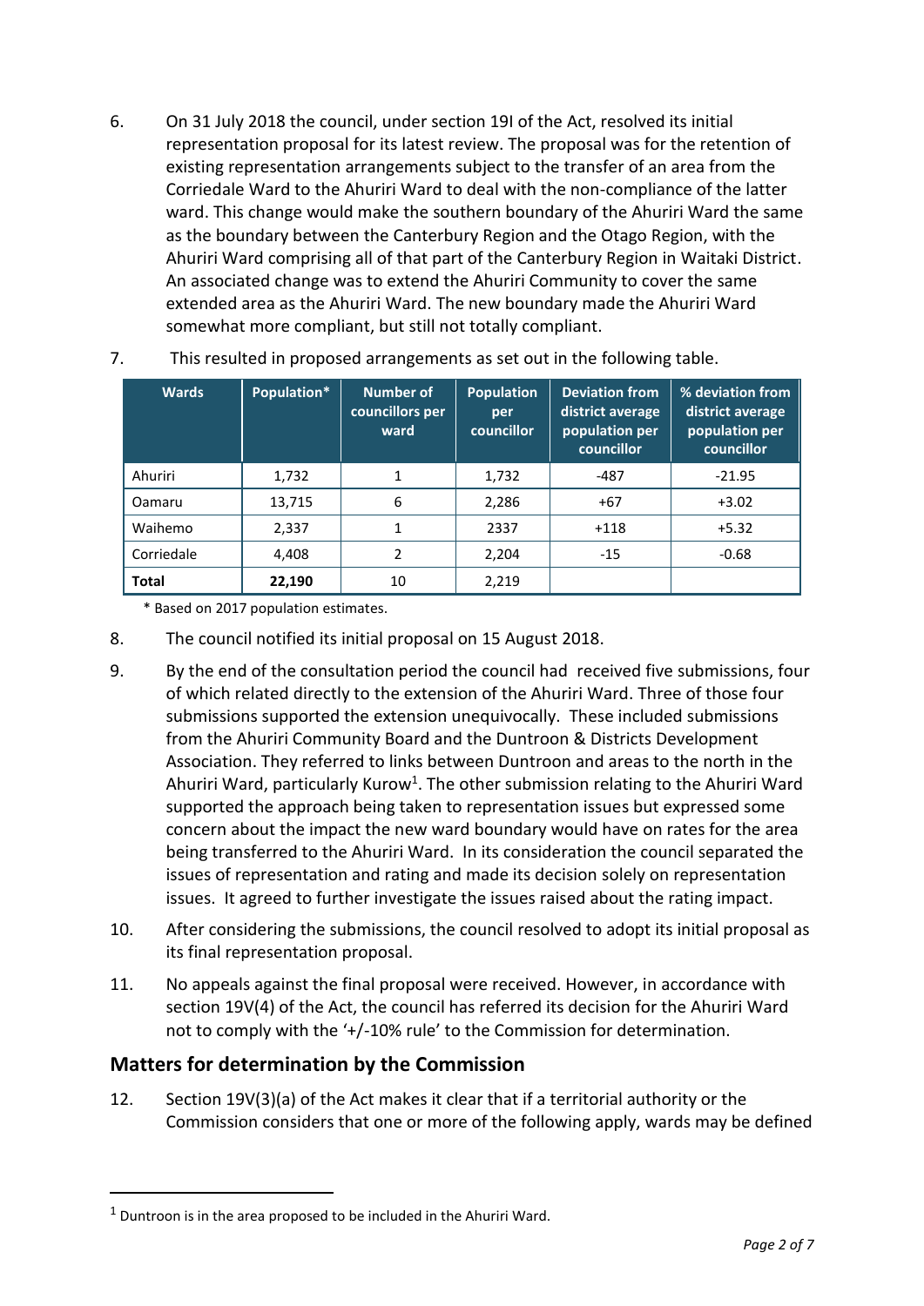6. On 31 July 2018 the council, under section 19I of the Act, resolved its initial representation proposal for its latest review. The proposal was for the retention of existing representation arrangements subject to the transfer of an area from the Corriedale Ward to the Ahuriri Ward to deal with the non-compliance of the latter ward. This change would make the southern boundary of the Ahuriri Ward the same as the boundary between the Canterbury Region and the Otago Region, with the Ahuriri Ward comprising all of that part of the Canterbury Region in Waitaki District. An associated change was to extend the Ahuriri Community to cover the same extended area as the Ahuriri Ward. The new boundary made the Ahuriri Ward somewhat more compliant, but still not totally compliant.

7. This resulted in proposed arrangements as set out in the following table.

| Wards | Population* | Number of councillors per ward | Population per councillor | Deviation from district average population per councillor | % deviation from district average population per councillor |
|---|---|---|---|---|---|
| Ahuriri | 1,732 | 1 | 1,732 | -487 | -21.95 |
| Oamaru | 13,715 | 6 | 2,286 | +67 | +3.02 |
| Waihemo | 2,337 | 1 | 2337 | +118 | +5.32 |
| Corriedale | 4,408 | 2 | 2,204 | -15 | -0.68 |
| **Total** | **22,190** | 10 | 2,219 | | |

\* Based on 2017 population estimates.

8. The council notified its initial proposal on 15 August 2018.

9. By the end of the consultation period the council had received five submissions, four of which related directly to the extension of the Ahuriri Ward. Three of those four submissions supported the extension unequivocally. These included submissions from the Ahuriri Community Board and the Duntroon & Districts Development Association. They referred to links between Duntroon and areas to the north in the Ahuriri Ward, particularly Kurow[1]. The other submission relating to the Ahuriri Ward supported the approach being taken to representation issues but expressed some concern about the impact the new ward boundary would have on rates for the area being transferred to the Ahuriri Ward. In its consideration the council separated the issues of representation and rating and made its decision solely on representation issues. It agreed to further investigate the issues raised about the rating impact.

10. After considering the submissions, the council resolved to adopt its initial proposal as its final representation proposal.

11. No appeals against the final proposal were received. However, in accordance with section 19V(4) of the Act, the council has referred its decision for the Ahuriri Ward not to comply with the '+/-10% rule' to the Commission for determination.

## Matters for determination by the Commission

12. Section 19V(3)(a) of the Act makes it clear that if a territorial authority or the Commission considers that one or more of the following apply, wards may be defined

[1] Duntroon is in the area proposed to be included in the Ahuriri Ward.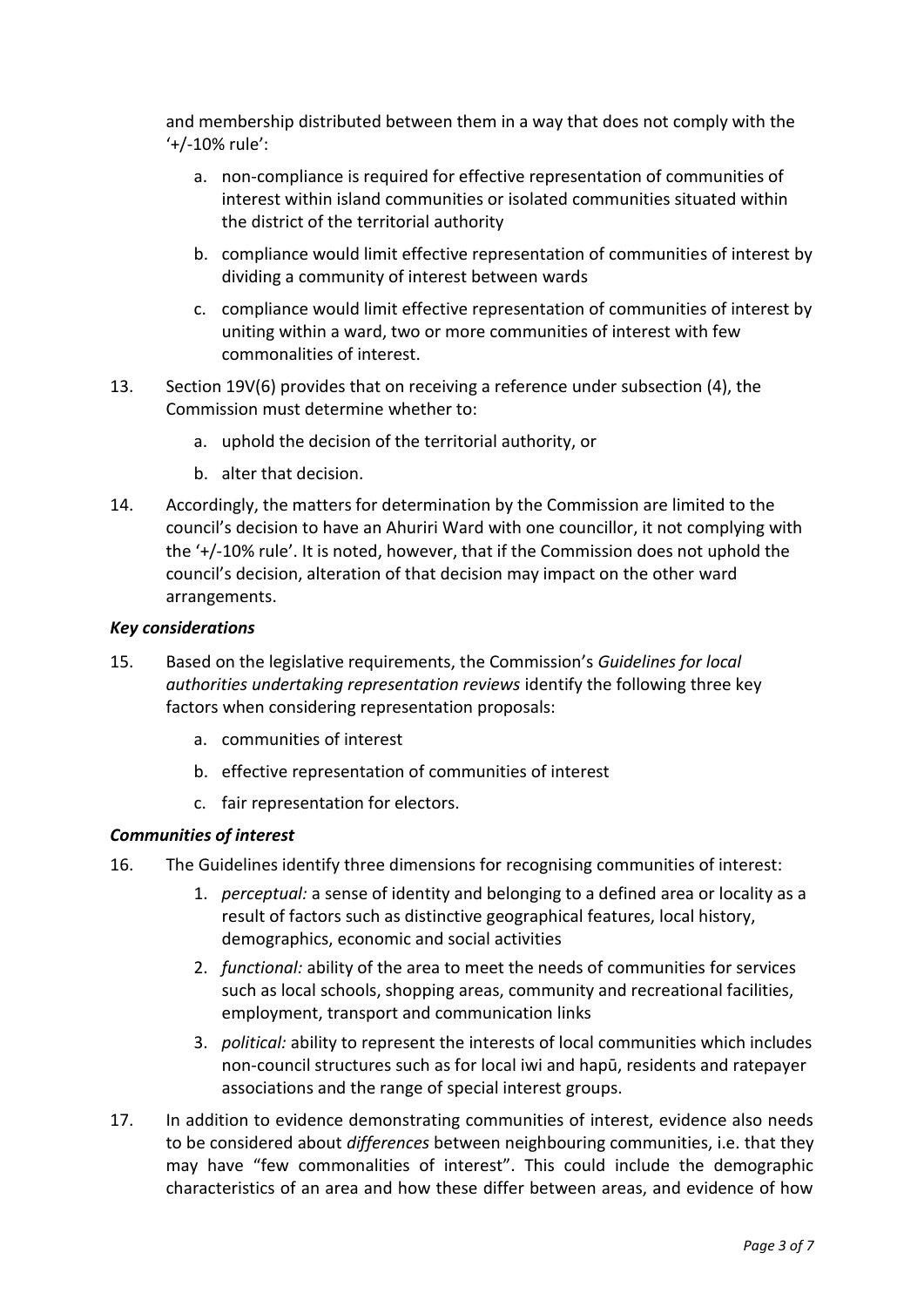and membership distributed between them in a way that does not comply with the '+/-10% rule':

a. non-compliance is required for effective representation of communities of interest within island communities or isolated communities situated within the district of the territorial authority

b. compliance would limit effective representation of communities of interest by dividing a community of interest between wards

c. compliance would limit effective representation of communities of interest by uniting within a ward, two or more communities of interest with few commonalities of interest.

13. Section 19V(6) provides that on receiving a reference under subsection (4), the Commission must determine whether to:

    a. uphold the decision of the territorial authority, or

    b. alter that decision.

14. Accordingly, the matters for determination by the Commission are limited to the council's decision to have an Ahuriri Ward with one councillor, it not complying with the '+/-10% rule'. It is noted, however, that if the Commission does not uphold the council's decision, alteration of that decision may impact on the other ward arrangements.

### *Key considerations*

15. Based on the legislative requirements, the Commission's *Guidelines for local authorities undertaking representation reviews* identify the following three key factors when considering representation proposals:

    a. communities of interest

    b. effective representation of communities of interest

    c. fair representation for electors.

### *Communities of interest*

16. The Guidelines identify three dimensions for recognising communities of interest:

    1. *perceptual:* a sense of identity and belonging to a defined area or locality as a result of factors such as distinctive geographical features, local history, demographics, economic and social activities

    2. *functional:* ability of the area to meet the needs of communities for services such as local schools, shopping areas, community and recreational facilities, employment, transport and communication links

    3. *political:* ability to represent the interests of local communities which includes non-council structures such as for local iwi and hapū, residents and ratepayer associations and the range of special interest groups.

17. In addition to evidence demonstrating communities of interest, evidence also needs to be considered about *differences* between neighbouring communities, i.e. that they may have "few commonalities of interest". This could include the demographic characteristics of an area and how these differ between areas, and evidence of how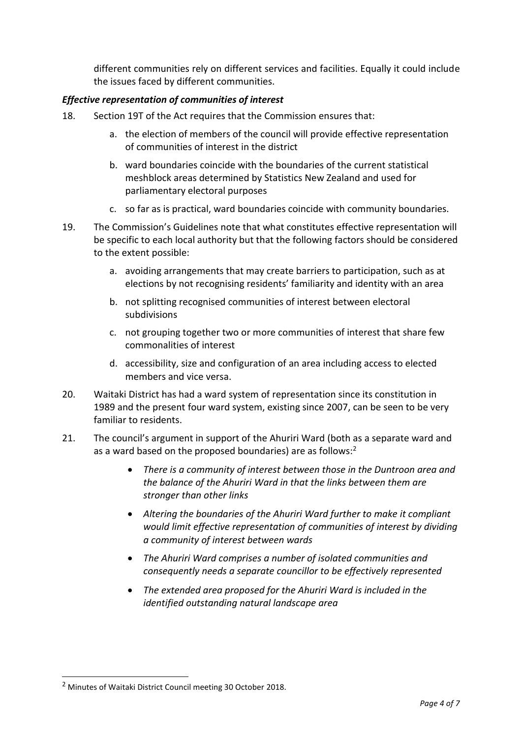different communities rely on different services and facilities. Equally it could include the issues faced by different communities.

### *Effective representation of communities of interest*

18. Section 19T of the Act requires that the Commission ensures that:

    a. the election of members of the council will provide effective representation of communities of interest in the district

    b. ward boundaries coincide with the boundaries of the current statistical meshblock areas determined by Statistics New Zealand and used for parliamentary electoral purposes

    c. so far as is practical, ward boundaries coincide with community boundaries.

19. The Commission's Guidelines note that what constitutes effective representation will be specific to each local authority but that the following factors should be considered to the extent possible:

    a. avoiding arrangements that may create barriers to participation, such as at elections by not recognising residents' familiarity and identity with an area

    b. not splitting recognised communities of interest between electoral subdivisions

    c. not grouping together two or more communities of interest that share few commonalities of interest

    d. accessibility, size and configuration of an area including access to elected members and vice versa.

20. Waitaki District has had a ward system of representation since its constitution in 1989 and the present four ward system, existing since 2007, can be seen to be very familiar to residents.

21. The council's argument in support of the Ahuriri Ward (both as a separate ward and as a ward based on the proposed boundaries) are as follows:[2]

    - *There is a community of interest between those in the Duntroon area and the balance of the Ahuriri Ward in that the links between them are stronger than other links*
    - *Altering the boundaries of the Ahuriri Ward further to make it compliant would limit effective representation of communities of interest by dividing a community of interest between wards*
    - *The Ahuriri Ward comprises a number of isolated communities and consequently needs a separate councillor to be effectively represented*
    - *The extended area proposed for the Ahuriri Ward is included in the identified outstanding natural landscape area*

[2] Minutes of Waitaki District Council meeting 30 October 2018.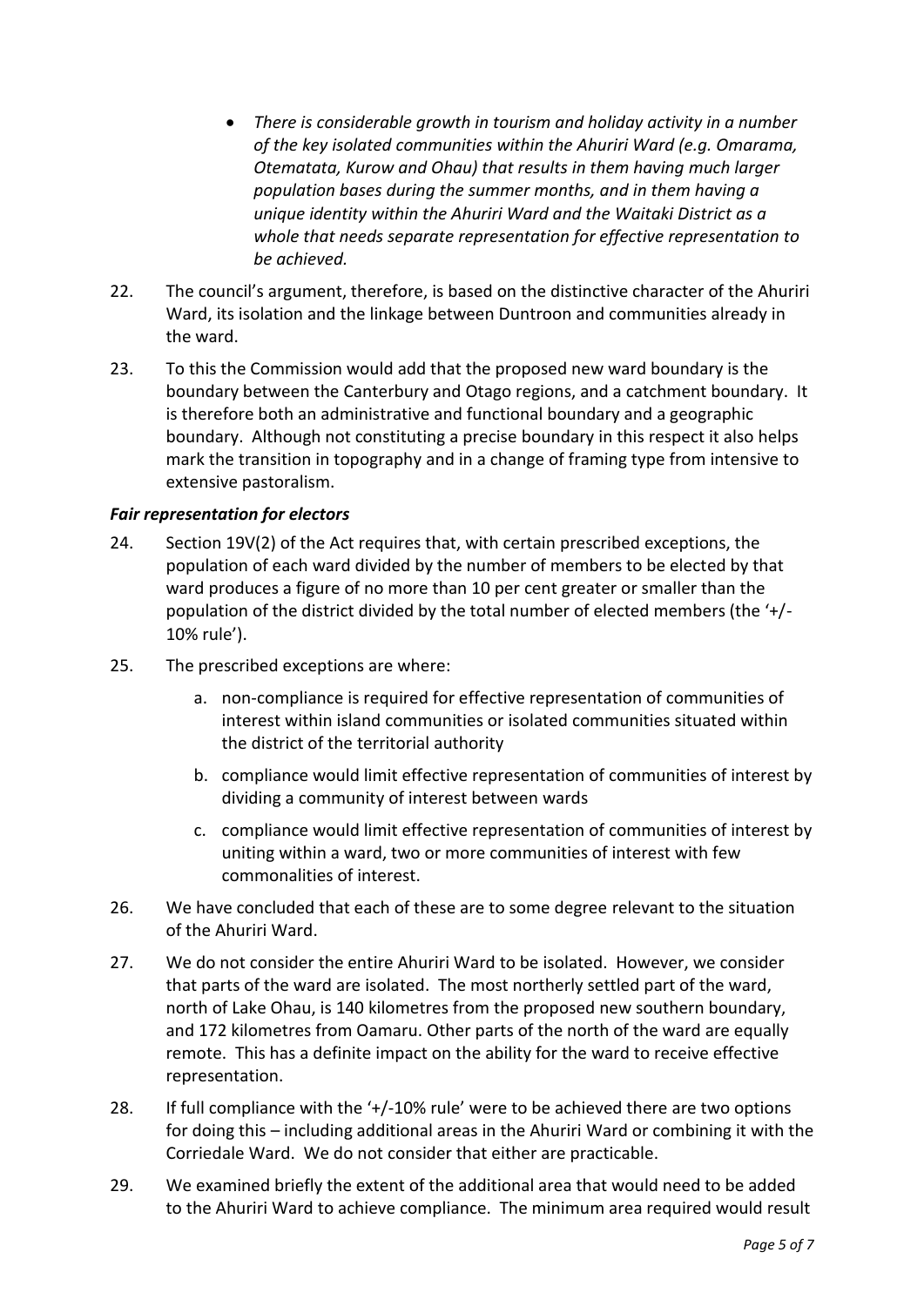- *There is considerable growth in tourism and holiday activity in a number of the key isolated communities within the Ahuriri Ward (e.g. Omarama, Otematata, Kurow and Ohau) that results in them having much larger population bases during the summer months, and in them having a unique identity within the Ahuriri Ward and the Waitaki District as a whole that needs separate representation for effective representation to be achieved.*

22. The council's argument, therefore, is based on the distinctive character of the Ahuriri Ward, its isolation and the linkage between Duntroon and communities already in the ward.

23. To this the Commission would add that the proposed new ward boundary is the boundary between the Canterbury and Otago regions, and a catchment boundary. It is therefore both an administrative and functional boundary and a geographic boundary. Although not constituting a precise boundary in this respect it also helps mark the transition in topography and in a change of framing type from intensive to extensive pastoralism.

### *Fair representation for electors*

24. Section 19V(2) of the Act requires that, with certain prescribed exceptions, the population of each ward divided by the number of members to be elected by that ward produces a figure of no more than 10 per cent greater or smaller than the population of the district divided by the total number of elected members (the '+/- 10% rule').

25. The prescribed exceptions are where:

    a. non-compliance is required for effective representation of communities of interest within island communities or isolated communities situated within the district of the territorial authority

    b. compliance would limit effective representation of communities of interest by dividing a community of interest between wards

    c. compliance would limit effective representation of communities of interest by uniting within a ward, two or more communities of interest with few commonalities of interest.

26. We have concluded that each of these are to some degree relevant to the situation of the Ahuriri Ward.

27. We do not consider the entire Ahuriri Ward to be isolated. However, we consider that parts of the ward are isolated. The most northerly settled part of the ward, north of Lake Ohau, is 140 kilometres from the proposed new southern boundary, and 172 kilometres from Oamaru. Other parts of the north of the ward are equally remote. This has a definite impact on the ability for the ward to receive effective representation.

28. If full compliance with the '+/-10% rule' were to be achieved there are two options for doing this – including additional areas in the Ahuriri Ward or combining it with the Corriedale Ward. We do not consider that either are practicable.

29. We examined briefly the extent of the additional area that would need to be added to the Ahuriri Ward to achieve compliance. The minimum area required would result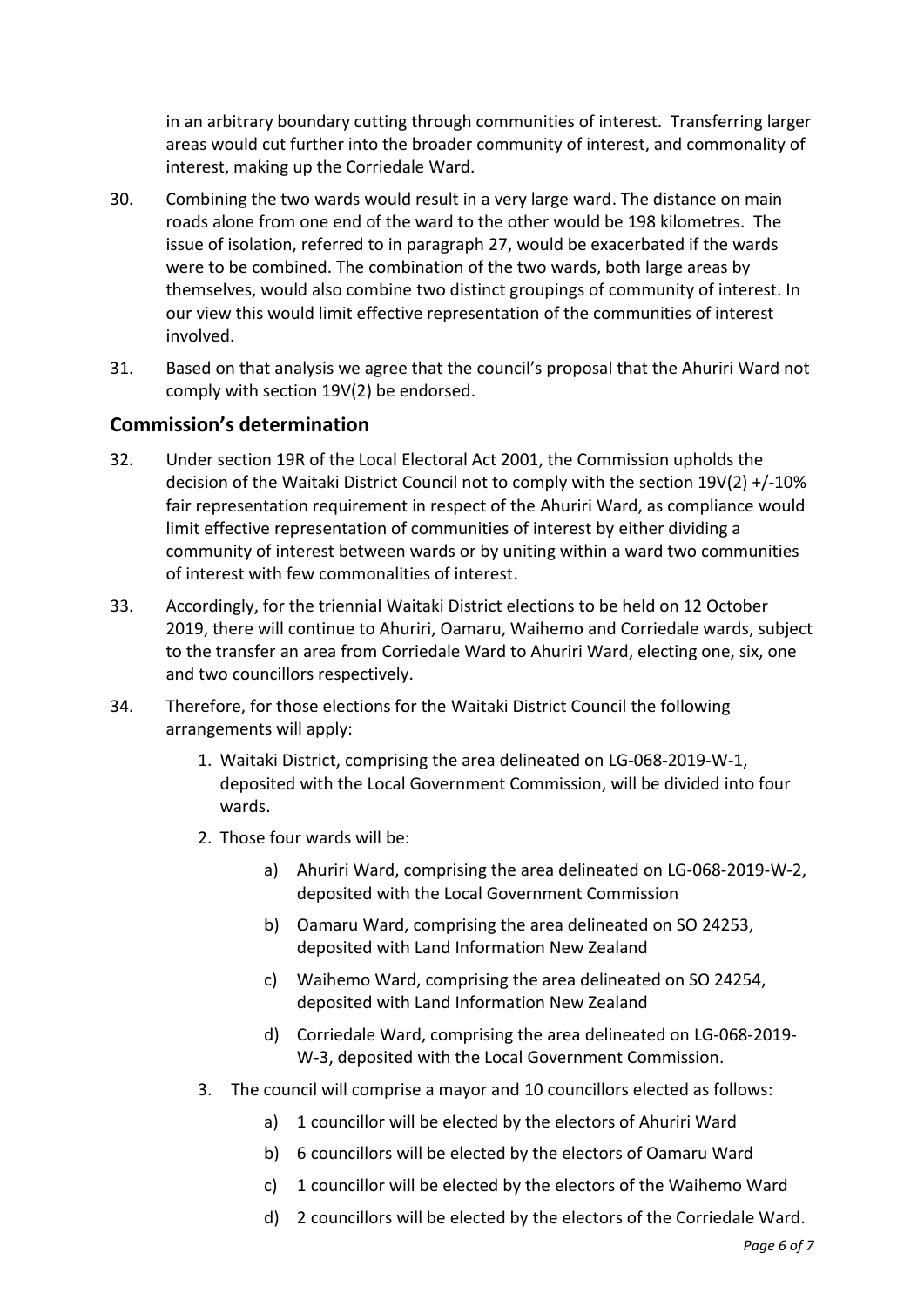in an arbitrary boundary cutting through communities of interest. Transferring larger areas would cut further into the broader community of interest, and commonality of interest, making up the Corriedale Ward.

30. Combining the two wards would result in a very large ward. The distance on main roads alone from one end of the ward to the other would be 198 kilometres. The issue of isolation, referred to in paragraph 27, would be exacerbated if the wards were to be combined. The combination of the two wards, both large areas by themselves, would also combine two distinct groupings of community of interest. In our view this would limit effective representation of the communities of interest involved.

31. Based on that analysis we agree that the council's proposal that the Ahuriri Ward not comply with section 19V(2) be endorsed.

## Commission's determination

32. Under section 19R of the Local Electoral Act 2001, the Commission upholds the decision of the Waitaki District Council not to comply with the section 19V(2) +/-10% fair representation requirement in respect of the Ahuriri Ward, as compliance would limit effective representation of communities of interest by either dividing a community of interest between wards or by uniting within a ward two communities of interest with few commonalities of interest.

33. Accordingly, for the triennial Waitaki District elections to be held on 12 October 2019, there will continue to Ahuriri, Oamaru, Waihemo and Corriedale wards, subject to the transfer an area from Corriedale Ward to Ahuriri Ward, electing one, six, one and two councillors respectively.

34. Therefore, for those elections for the Waitaki District Council the following arrangements will apply:

    1. Waitaki District, comprising the area delineated on LG-068-2019-W-1, deposited with the Local Government Commission, will be divided into four wards.
    2. Those four wards will be:
        a) Ahuriri Ward, comprising the area delineated on LG-068-2019-W-2, deposited with the Local Government Commission
        b) Oamaru Ward, comprising the area delineated on SO 24253, deposited with Land Information New Zealand
        c) Waihemo Ward, comprising the area delineated on SO 24254, deposited with Land Information New Zealand
        d) Corriedale Ward, comprising the area delineated on LG-068-2019-W-3, deposited with the Local Government Commission.
    3. The council will comprise a mayor and 10 councillors elected as follows:
        a) 1 councillor will be elected by the electors of Ahuriri Ward
        b) 6 councillors will be elected by the electors of Oamaru Ward
        c) 1 councillor will be elected by the electors of the Waihemo Ward
        d) 2 councillors will be elected by the electors of the Corriedale Ward.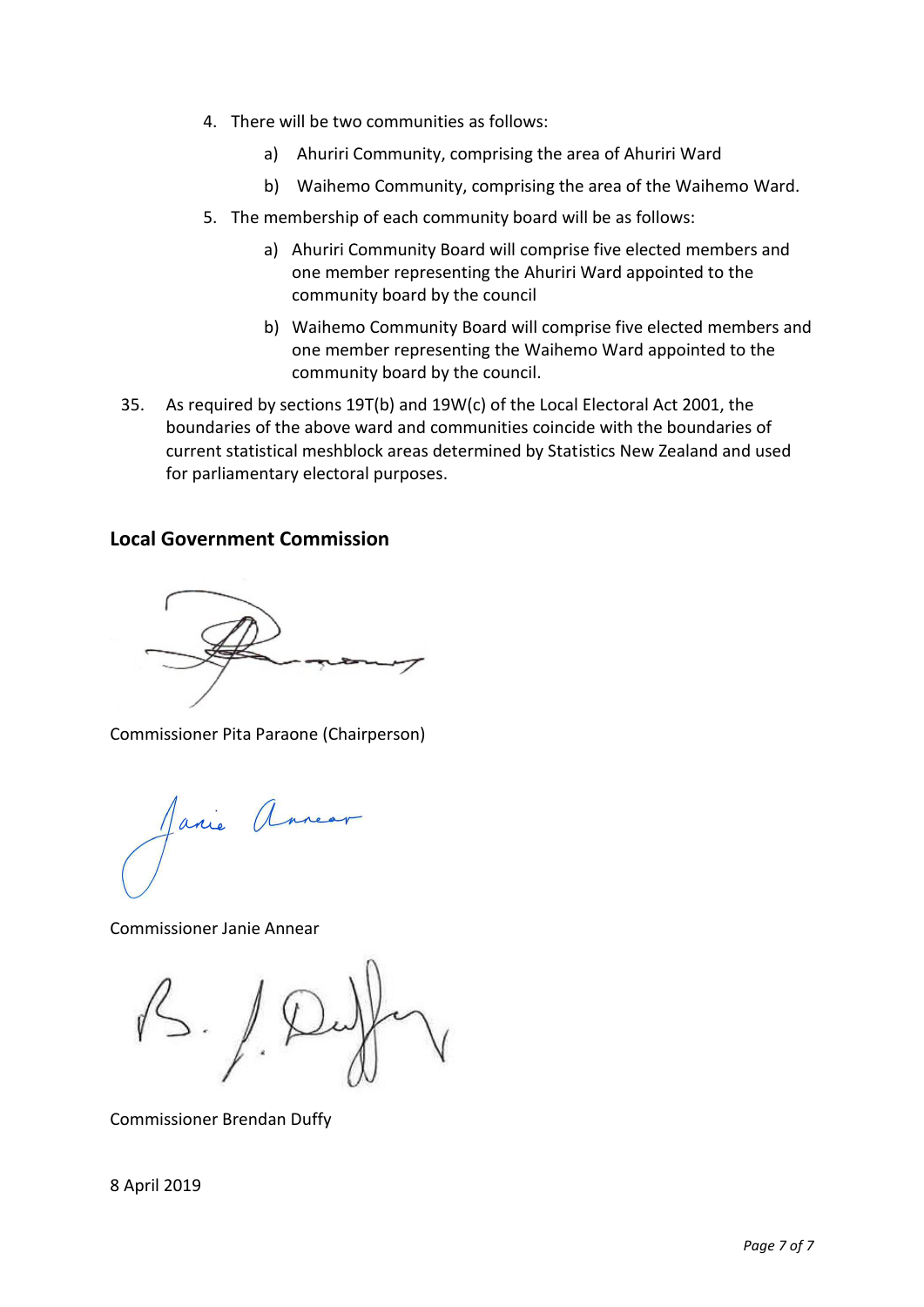4. There will be two communities as follows:
    a) Ahuriri Community, comprising the area of Ahuriri Ward
    b) Waihemo Community, comprising the area of the Waihemo Ward.
5. The membership of each community board will be as follows:
    a) Ahuriri Community Board will comprise five elected members and one member representing the Ahuriri Ward appointed to the community board by the council
    b) Waihemo Community Board will comprise five elected members and one member representing the Waihemo Ward appointed to the community board by the council.

35. As required by sections 19T(b) and 19W(c) of the Local Electoral Act 2001, the boundaries of the above ward and communities coincide with the boundaries of current statistical meshblock areas determined by Statistics New Zealand and used for parliamentary electoral purposes.

## Local Government Commission

Commissioner Pita Paraone (Chairperson)

Commissioner Janie Annear

Commissioner Brendan Duffy

8 April 2019